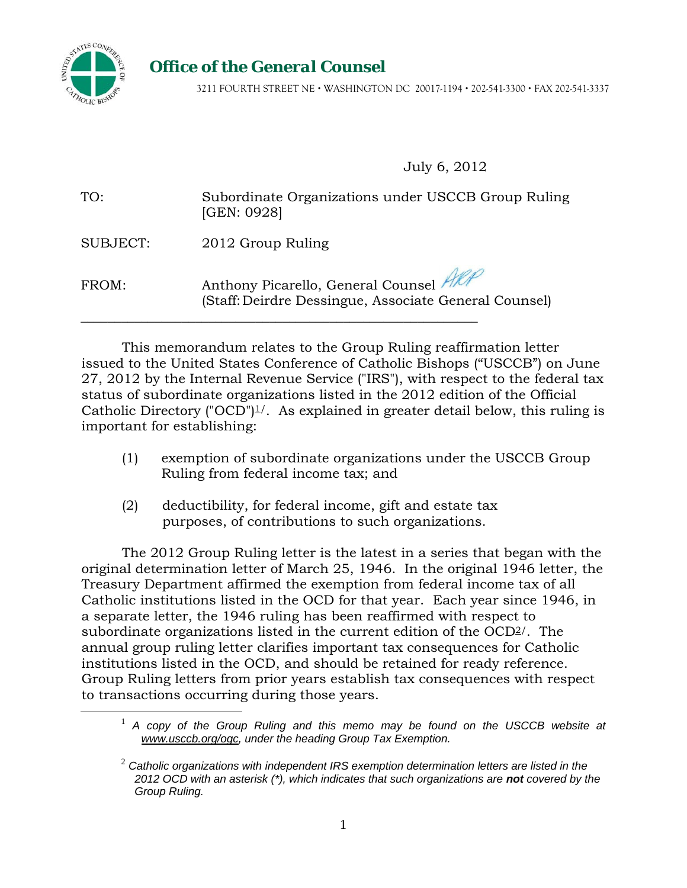# Office of the General Counsel

3211 FOURTH STREET NE • WASHINGTON DC 20017-1194 • 202-541-3300 • FAX 202-541-3337

July 6, 2012

TO: Subordinate Organizations under USCCB Group Ruling [GEN: 0928]

SUBJECT: 2012 Group Ruling

FROM: Anthony Picarello, General Counsel ARP
(Staff: Deirdre Dessingue, Associate General Counsel)

---

This memorandum relates to the Group Ruling reaffirmation letter issued to the United States Conference of Catholic Bishops ("USCCB") on June 27, 2012 by the Internal Revenue Service ("IRS"), with respect to the federal tax status of subordinate organizations listed in the 2012 edition of the Official Catholic Directory ("OCD")[1]/. As explained in greater detail below, this ruling is important for establishing:

(1) exemption of subordinate organizations under the USCCB Group Ruling from federal income tax; and

(2) deductibility, for federal income, gift and estate tax purposes, of contributions to such organizations.

The 2012 Group Ruling letter is the latest in a series that began with the original determination letter of March 25, 1946. In the original 1946 letter, the Treasury Department affirmed the exemption from federal income tax of all Catholic institutions listed in the OCD for that year. Each year since 1946, in a separate letter, the 1946 ruling has been reaffirmed with respect to subordinate organizations listed in the current edition of the OCD[2]/. The annual group ruling letter clarifies important tax consequences for Catholic institutions listed in the OCD, and should be retained for ready reference. Group Ruling letters from prior years establish tax consequences with respect to transactions occurring during those years.

---

[1] *A copy of the Group Ruling and this memo may be found on the USCCB website at www.usccb.org/ogc, under the heading Group Tax Exemption.*

[2] *Catholic organizations with independent IRS exemption determination letters are listed in the 2012 OCD with an asterisk (*), which indicates that such organizations are **not** covered by the Group Ruling.*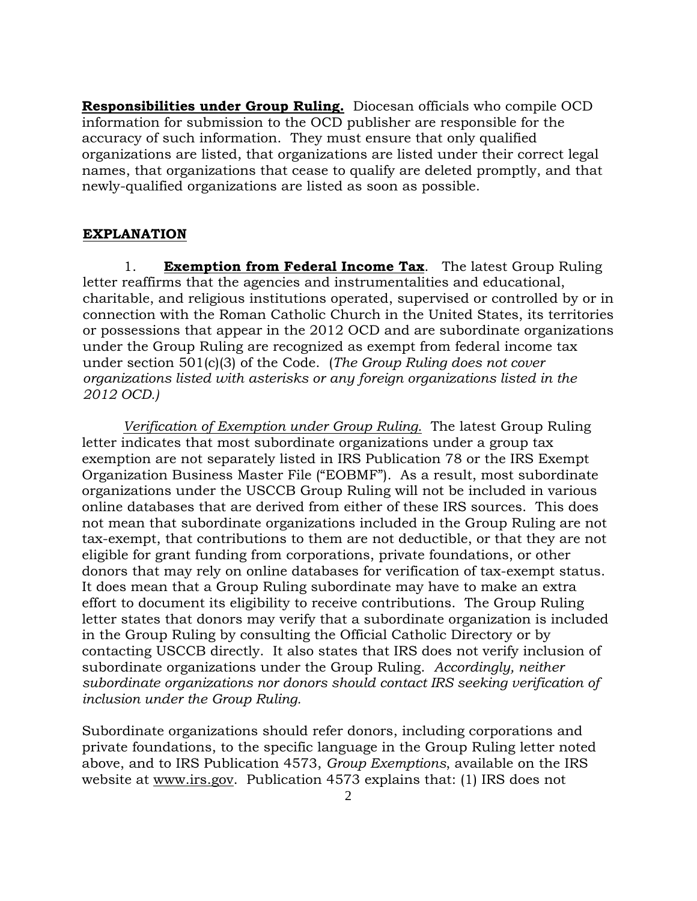**Responsibilities under Group Ruling.** Diocesan officials who compile OCD information for submission to the OCD publisher are responsible for the accuracy of such information. They must ensure that only qualified organizations are listed, that organizations are listed under their correct legal names, that organizations that cease to qualify are deleted promptly, and that newly-qualified organizations are listed as soon as possible.

## EXPLANATION

1. **Exemption from Federal Income Tax**. The latest Group Ruling letter reaffirms that the agencies and instrumentalities and educational, charitable, and religious institutions operated, supervised or controlled by or in connection with the Roman Catholic Church in the United States, its territories or possessions that appear in the 2012 OCD and are subordinate organizations under the Group Ruling are recognized as exempt from federal income tax under section 501(c)(3) of the Code. (*The Group Ruling does not cover organizations listed with asterisks or any foreign organizations listed in the 2012 OCD.)*

*Verification of Exemption under Group Ruling.* The latest Group Ruling letter indicates that most subordinate organizations under a group tax exemption are not separately listed in IRS Publication 78 or the IRS Exempt Organization Business Master File ("EOBMF"). As a result, most subordinate organizations under the USCCB Group Ruling will not be included in various online databases that are derived from either of these IRS sources. This does not mean that subordinate organizations included in the Group Ruling are not tax-exempt, that contributions to them are not deductible, or that they are not eligible for grant funding from corporations, private foundations, or other donors that may rely on online databases for verification of tax-exempt status. It does mean that a Group Ruling subordinate may have to make an extra effort to document its eligibility to receive contributions. The Group Ruling letter states that donors may verify that a subordinate organization is included in the Group Ruling by consulting the Official Catholic Directory or by contacting USCCB directly. It also states that IRS does not verify inclusion of subordinate organizations under the Group Ruling. *Accordingly, neither subordinate organizations nor donors should contact IRS seeking verification of inclusion under the Group Ruling.*

Subordinate organizations should refer donors, including corporations and private foundations, to the specific language in the Group Ruling letter noted above, and to IRS Publication 4573, *Group Exemptions*, available on the IRS website at www.irs.gov. Publication 4573 explains that: (1) IRS does not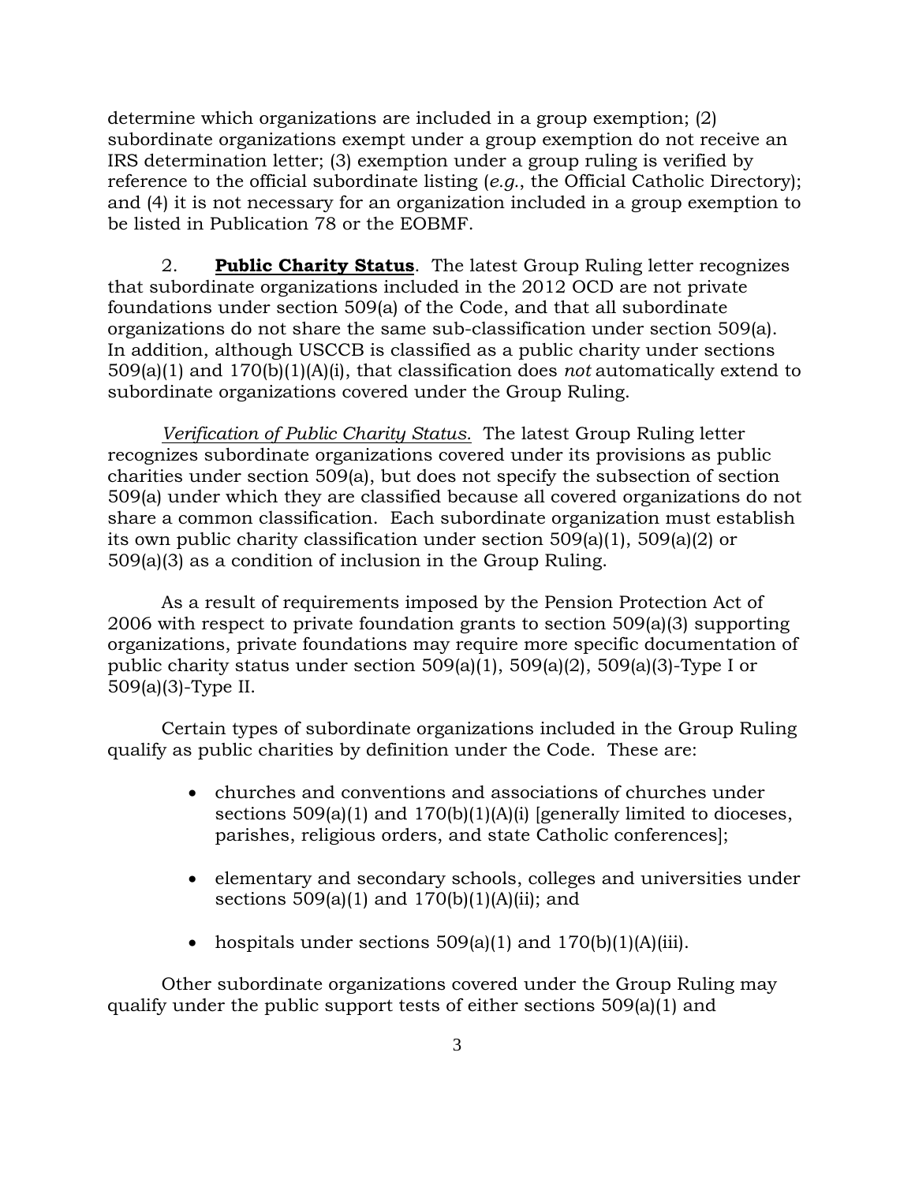determine which organizations are included in a group exemption; (2) subordinate organizations exempt under a group exemption do not receive an IRS determination letter; (3) exemption under a group ruling is verified by reference to the official subordinate listing (*e.g.*, the Official Catholic Directory); and (4) it is not necessary for an organization included in a group exemption to be listed in Publication 78 or the EOBMF.

2. **Public Charity Status**. The latest Group Ruling letter recognizes that subordinate organizations included in the 2012 OCD are not private foundations under section 509(a) of the Code, and that all subordinate organizations do not share the same sub-classification under section 509(a). In addition, although USCCB is classified as a public charity under sections 509(a)(1) and 170(b)(1)(A)(i), that classification does *not* automatically extend to subordinate organizations covered under the Group Ruling.

*Verification of Public Charity Status.* The latest Group Ruling letter recognizes subordinate organizations covered under its provisions as public charities under section 509(a), but does not specify the subsection of section 509(a) under which they are classified because all covered organizations do not share a common classification. Each subordinate organization must establish its own public charity classification under section 509(a)(1), 509(a)(2) or 509(a)(3) as a condition of inclusion in the Group Ruling.

As a result of requirements imposed by the Pension Protection Act of 2006 with respect to private foundation grants to section 509(a)(3) supporting organizations, private foundations may require more specific documentation of public charity status under section 509(a)(1), 509(a)(2), 509(a)(3)-Type I or 509(a)(3)-Type II.

Certain types of subordinate organizations included in the Group Ruling qualify as public charities by definition under the Code. These are:

- churches and conventions and associations of churches under sections 509(a)(1) and 170(b)(1)(A)(i) [generally limited to dioceses, parishes, religious orders, and state Catholic conferences];
- elementary and secondary schools, colleges and universities under sections 509(a)(1) and 170(b)(1)(A)(ii); and
- hospitals under sections 509(a)(1) and 170(b)(1)(A)(iii).

Other subordinate organizations covered under the Group Ruling may qualify under the public support tests of either sections 509(a)(1) and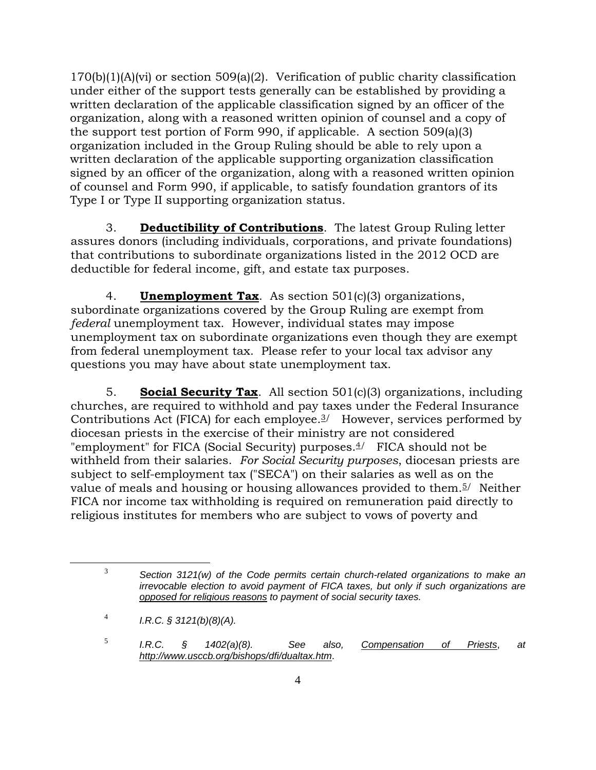170(b)(1)(A)(vi) or section 509(a)(2). Verification of public charity classification under either of the support tests generally can be established by providing a written declaration of the applicable classification signed by an officer of the organization, along with a reasoned written opinion of counsel and a copy of the support test portion of Form 990, if applicable. A section 509(a)(3) organization included in the Group Ruling should be able to rely upon a written declaration of the applicable supporting organization classification signed by an officer of the organization, along with a reasoned written opinion of counsel and Form 990, if applicable, to satisfy foundation grantors of its Type I or Type II supporting organization status.

3. **Deductibility of Contributions**. The latest Group Ruling letter assures donors (including individuals, corporations, and private foundations) that contributions to subordinate organizations listed in the 2012 OCD are deductible for federal income, gift, and estate tax purposes.

4. **Unemployment Tax**. As section 501(c)(3) organizations, subordinate organizations covered by the Group Ruling are exempt from *federal* unemployment tax. However, individual states may impose unemployment tax on subordinate organizations even though they are exempt from federal unemployment tax. Please refer to your local tax advisor any questions you may have about state unemployment tax.

5. **Social Security Tax**. All section 501(c)(3) organizations, including churches, are required to withhold and pay taxes under the Federal Insurance Contributions Act (FICA) for each employee.[3/] However, services performed by diocesan priests in the exercise of their ministry are not considered "employment" for FICA (Social Security) purposes.[4/] FICA should not be withheld from their salaries. *For Social Security purposes*, diocesan priests are subject to self-employment tax ("SECA") on their salaries as well as on the value of meals and housing or housing allowances provided to them.[5/] Neither FICA nor income tax withholding is required on remuneration paid directly to religious institutes for members who are subject to vows of poverty and

---

[3] *Section 3121(w) of the Code permits certain church-related organizations to make an irrevocable election to avoid payment of FICA taxes, but only if such organizations are opposed for religious reasons to payment of social security taxes.*

[4] *I.R.C. § 3121(b)(8)(A).*

[5] *I.R.C. § 1402(a)(8). See also, Compensation of Priests, at http://www.usccb.org/bishops/dfi/dualtax.htm.*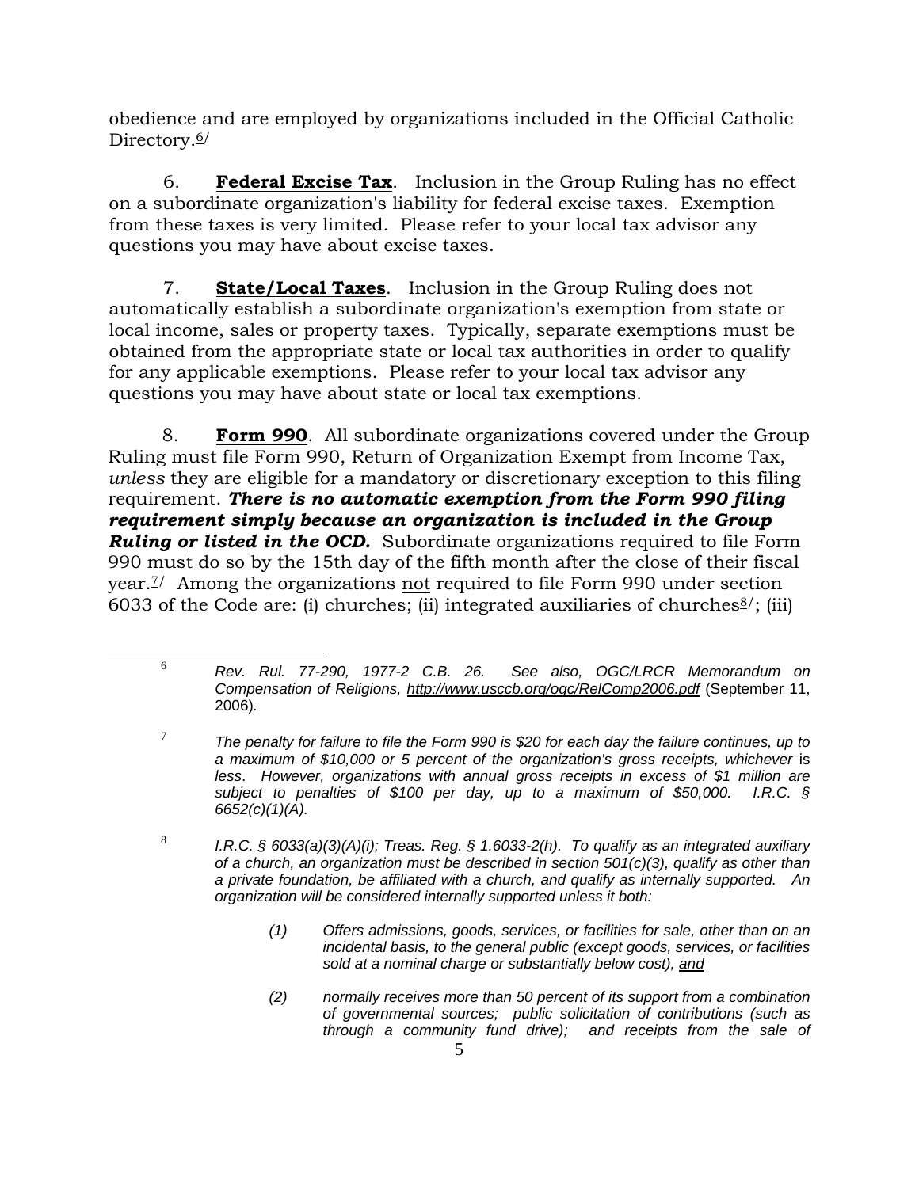obedience and are employed by organizations included in the Official Catholic Directory.[6]

6. **Federal Excise Tax**. Inclusion in the Group Ruling has no effect on a subordinate organization's liability for federal excise taxes. Exemption from these taxes is very limited. Please refer to your local tax advisor any questions you may have about excise taxes.

7. **State/Local Taxes**. Inclusion in the Group Ruling does not automatically establish a subordinate organization's exemption from state or local income, sales or property taxes. Typically, separate exemptions must be obtained from the appropriate state or local tax authorities in order to qualify for any applicable exemptions. Please refer to your local tax advisor any questions you may have about state or local tax exemptions.

8. **Form 990**. All subordinate organizations covered under the Group Ruling must file Form 990, Return of Organization Exempt from Income Tax, *unless* they are eligible for a mandatory or discretionary exception to this filing requirement. ***There is no automatic exemption from the Form 990 filing requirement simply because an organization is included in the Group Ruling or listed in the OCD.*** Subordinate organizations required to file Form 990 must do so by the 15th day of the fifth month after the close of their fiscal year.[7] Among the organizations not required to file Form 990 under section 6033 of the Code are: (i) churches; (ii) integrated auxiliaries of churches[8]; (iii)

---

[6] *Rev. Rul. 77-290, 1977-2 C.B. 26. See also, OGC/LRCR Memorandum on Compensation of Religions, http://www.usccb.org/ogc/RelComp2006.pdf* (September 11, 2006).

[7] *The penalty for failure to file the Form 990 is $20 for each day the failure continues, up to a maximum of $10,000 or 5 percent of the organization's gross receipts, whichever* is *less. However, organizations with annual gross receipts in excess of $1 million are subject to penalties of $100 per day, up to a maximum of $50,000. I.R.C. § 6652(c)(1)(A).*

[8] *I.R.C. § 6033(a)(3)(A)(i); Treas. Reg. § 1.6033-2(h). To qualify as an integrated auxiliary of a church, an organization must be described in section 501(c)(3), qualify as other than a private foundation, be affiliated with a church, and qualify as internally supported. An organization will be considered internally supported unless it both:*

> *(1) Offers admissions, goods, services, or facilities for sale, other than on an incidental basis, to the general public (except goods, services, or facilities sold at a nominal charge or substantially below cost), and*
>
> *(2) normally receives more than 50 percent of its support from a combination of governmental sources; public solicitation of contributions (such as through a community fund drive); and receipts from the sale of*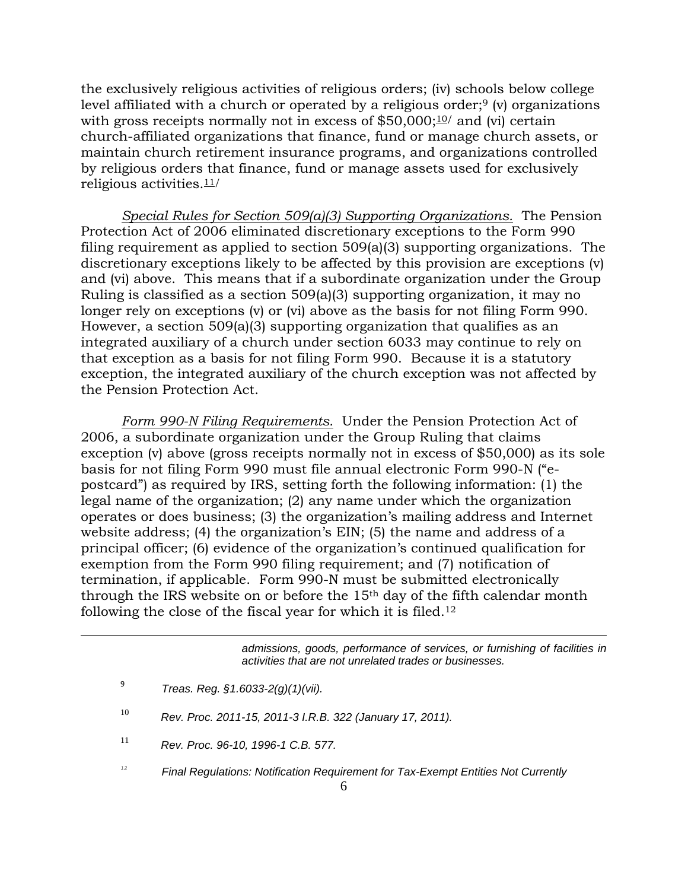the exclusively religious activities of religious orders; (iv) schools below college level affiliated with a church or operated by a religious order;[9] (v) organizations with gross receipts normally not in excess of $50,000;[10]/ and (vi) certain church-affiliated organizations that finance, fund or manage church assets, or maintain church retirement insurance programs, and organizations controlled by religious orders that finance, fund or manage assets used for exclusively religious activities.[11]/

*Special Rules for Section 509(a)(3) Supporting Organizations.* The Pension Protection Act of 2006 eliminated discretionary exceptions to the Form 990 filing requirement as applied to section 509(a)(3) supporting organizations. The discretionary exceptions likely to be affected by this provision are exceptions (v) and (vi) above. This means that if a subordinate organization under the Group Ruling is classified as a section 509(a)(3) supporting organization, it may no longer rely on exceptions (v) or (vi) above as the basis for not filing Form 990. However, a section 509(a)(3) supporting organization that qualifies as an integrated auxiliary of a church under section 6033 may continue to rely on that exception as a basis for not filing Form 990. Because it is a statutory exception, the integrated auxiliary of the church exception was not affected by the Pension Protection Act.

*Form 990-N Filing Requirements.* Under the Pension Protection Act of 2006, a subordinate organization under the Group Ruling that claims exception (v) above (gross receipts normally not in excess of $50,000) as its sole basis for not filing Form 990 must file annual electronic Form 990-N ("e-postcard") as required by IRS, setting forth the following information: (1) the legal name of the organization; (2) any name under which the organization operates or does business; (3) the organization's mailing address and Internet website address; (4) the organization's EIN; (5) the name and address of a principal officer; (6) evidence of the organization's continued qualification for exemption from the Form 990 filing requirement; and (7) notification of termination, if applicable. Form 990-N must be submitted electronically through the IRS website on or before the 15th day of the fifth calendar month following the close of the fiscal year for which it is filed.[12]

---

*admissions, goods, performance of services, or furnishing of facilities in activities that are not unrelated trades or businesses.*

[9] *Treas. Reg. §1.6033-2(g)(1)(vii).*

[10] *Rev. Proc. 2011-15, 2011-3 I.R.B. 322 (January 17, 2011).*

[11] *Rev. Proc. 96-10, 1996-1 C.B. 577.*

[12] *Final Regulations: Notification Requirement for Tax-Exempt Entities Not Currently*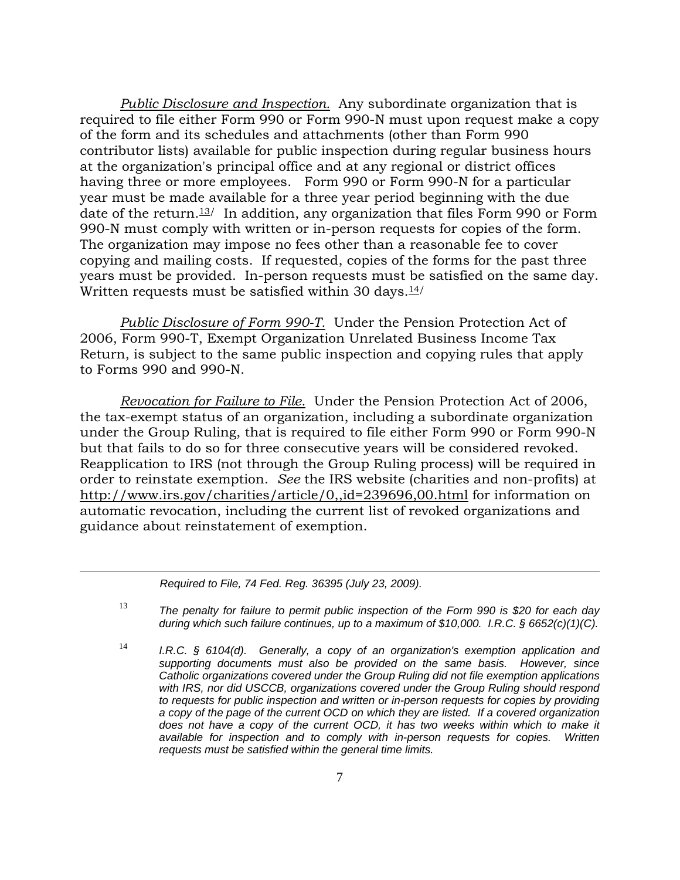*Public Disclosure and Inspection.* Any subordinate organization that is required to file either Form 990 or Form 990-N must upon request make a copy of the form and its schedules and attachments (other than Form 990 contributor lists) available for public inspection during regular business hours at the organization's principal office and at any regional or district offices having three or more employees. Form 990 or Form 990-N for a particular year must be made available for a three year period beginning with the due date of the return.[13] In addition, any organization that files Form 990 or Form 990-N must comply with written or in-person requests for copies of the form. The organization may impose no fees other than a reasonable fee to cover copying and mailing costs. If requested, copies of the forms for the past three years must be provided. In-person requests must be satisfied on the same day. Written requests must be satisfied within 30 days.[14]

*Public Disclosure of Form 990-T.* Under the Pension Protection Act of 2006, Form 990-T, Exempt Organization Unrelated Business Income Tax Return, is subject to the same public inspection and copying rules that apply to Forms 990 and 990-N.

*Revocation for Failure to File.* Under the Pension Protection Act of 2006, the tax-exempt status of an organization, including a subordinate organization under the Group Ruling, that is required to file either Form 990 or Form 990-N but that fails to do so for three consecutive years will be considered revoked. Reapplication to IRS (not through the Group Ruling process) will be required in order to reinstate exemption. *See* the IRS website (charities and non-profits) at http://www.irs.gov/charities/article/0,,id=239696,00.html for information on automatic revocation, including the current list of revoked organizations and guidance about reinstatement of exemption.

---

*Required to File, 74 Fed. Reg. 36395 (July 23, 2009).*

[13] *The penalty for failure to permit public inspection of the Form 990 is $20 for each day during which such failure continues, up to a maximum of $10,000. I.R.C. § 6652(c)(1)(C).*

[14] *I.R.C. § 6104(d). Generally, a copy of an organization's exemption application and supporting documents must also be provided on the same basis. However, since Catholic organizations covered under the Group Ruling did not file exemption applications with IRS, nor did USCCB, organizations covered under the Group Ruling should respond to requests for public inspection and written or in-person requests for copies by providing a copy of the page of the current OCD on which they are listed. If a covered organization does not have a copy of the current OCD, it has two weeks within which to make it available for inspection and to comply with in-person requests for copies. Written requests must be satisfied within the general time limits.*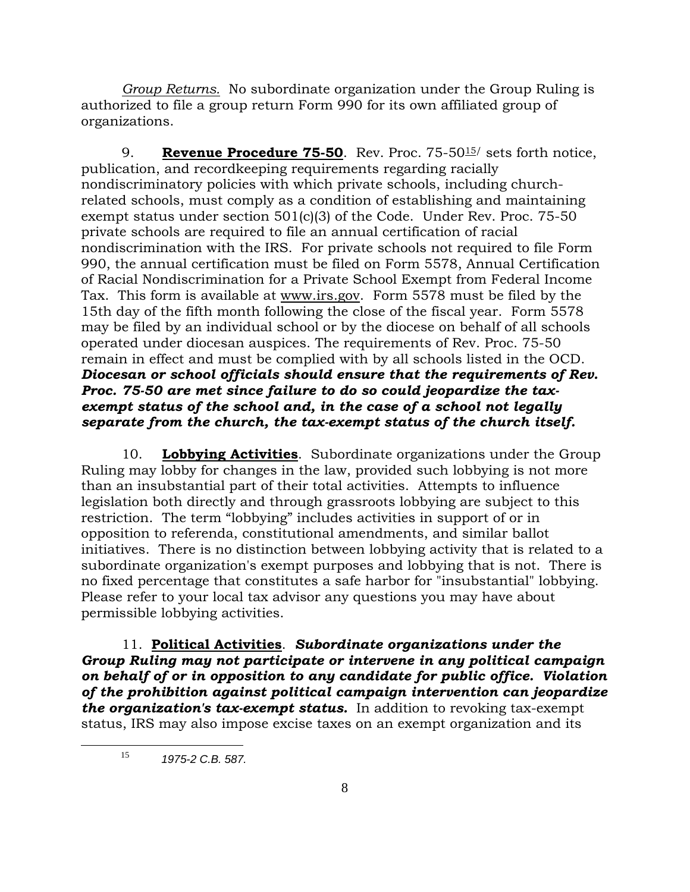*Group Returns.* No subordinate organization under the Group Ruling is authorized to file a group return Form 990 for its own affiliated group of organizations.

9. **Revenue Procedure 75-50**. Rev. Proc. 75-50[15] sets forth notice, publication, and recordkeeping requirements regarding racially nondiscriminatory policies with which private schools, including church-related schools, must comply as a condition of establishing and maintaining exempt status under section 501(c)(3) of the Code. Under Rev. Proc. 75-50 private schools are required to file an annual certification of racial nondiscrimination with the IRS. For private schools not required to file Form 990, the annual certification must be filed on Form 5578, Annual Certification of Racial Nondiscrimination for a Private School Exempt from Federal Income Tax. This form is available at www.irs.gov. Form 5578 must be filed by the 15th day of the fifth month following the close of the fiscal year. Form 5578 may be filed by an individual school or by the diocese on behalf of all schools operated under diocesan auspices. The requirements of Rev. Proc. 75-50 remain in effect and must be complied with by all schools listed in the OCD. ***Diocesan or school officials should ensure that the requirements of Rev. Proc. 75-50 are met since failure to do so could jeopardize the tax-exempt status of the school and, in the case of a school not legally separate from the church, the tax-exempt status of the church itself.***

10. **Lobbying Activities**. Subordinate organizations under the Group Ruling may lobby for changes in the law, provided such lobbying is not more than an insubstantial part of their total activities. Attempts to influence legislation both directly and through grassroots lobbying are subject to this restriction. The term "lobbying" includes activities in support of or in opposition to referenda, constitutional amendments, and similar ballot initiatives. There is no distinction between lobbying activity that is related to a subordinate organization's exempt purposes and lobbying that is not. There is no fixed percentage that constitutes a safe harbor for "insubstantial" lobbying. Please refer to your local tax advisor any questions you may have about permissible lobbying activities.

11. **Political Activities**. ***Subordinate organizations under the Group Ruling may not participate or intervene in any political campaign on behalf of or in opposition to any candidate for public office. Violation of the prohibition against political campaign intervention can jeopardize the organization's tax-exempt status.*** In addition to revoking tax-exempt status, IRS may also impose excise taxes on an exempt organization and its

---

[15] *1975-2 C.B. 587.*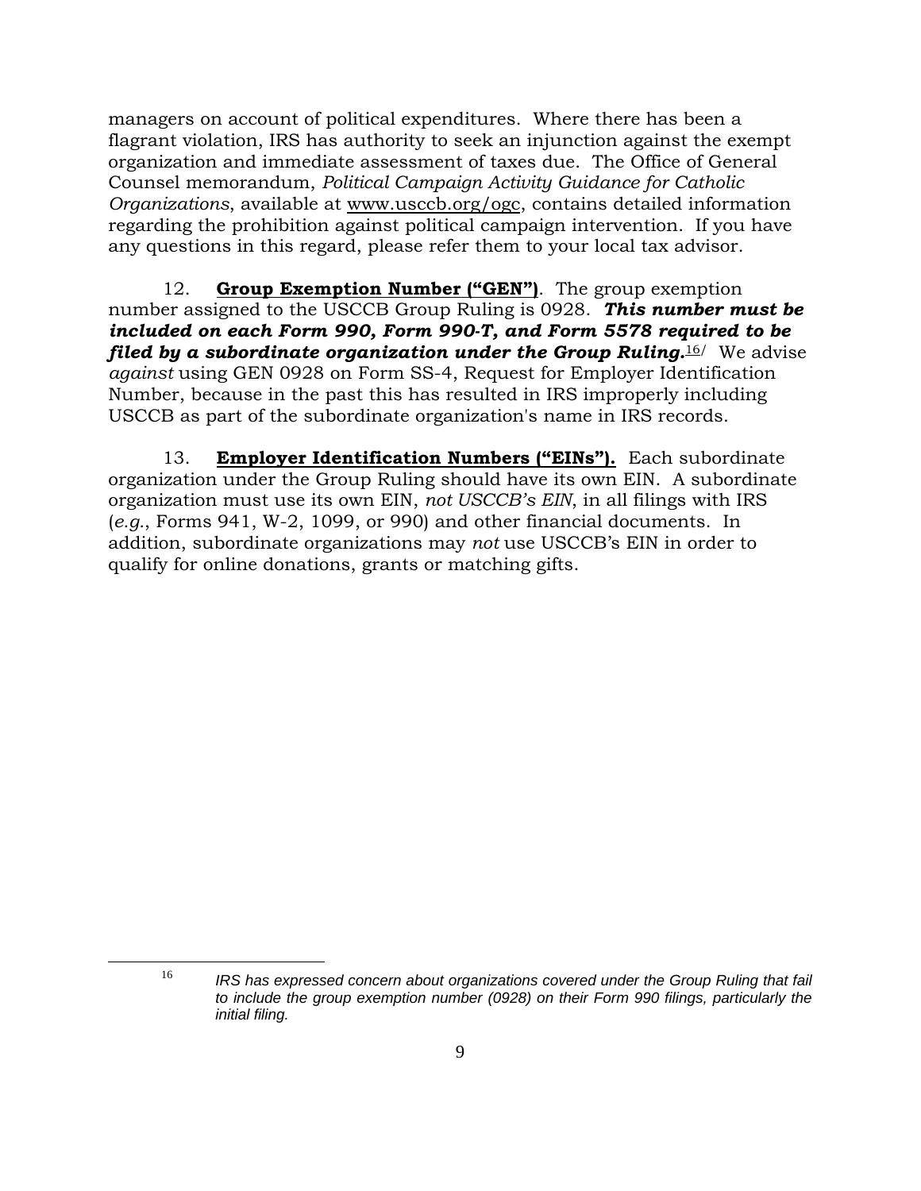managers on account of political expenditures. Where there has been a flagrant violation, IRS has authority to seek an injunction against the exempt organization and immediate assessment of taxes due. The Office of General Counsel memorandum, *Political Campaign Activity Guidance for Catholic Organizations*, available at www.usccb.org/ogc, contains detailed information regarding the prohibition against political campaign intervention. If you have any questions in this regard, please refer them to your local tax advisor.

12. **Group Exemption Number ("GEN")**. The group exemption number assigned to the USCCB Group Ruling is 0928. ***This number must be included on each Form 990, Form 990-T, and Form 5578 required to be filed by a subordinate organization under the Group Ruling.***[16] We advise *against* using GEN 0928 on Form SS-4, Request for Employer Identification Number, because in the past this has resulted in IRS improperly including USCCB as part of the subordinate organization's name in IRS records.

13. **Employer Identification Numbers ("EINs").** Each subordinate organization under the Group Ruling should have its own EIN. A subordinate organization must use its own EIN, *not USCCB's EIN*, in all filings with IRS (*e.g.*, Forms 941, W-2, 1099, or 990) and other financial documents. In addition, subordinate organizations may *not* use USCCB's EIN in order to qualify for online donations, grants or matching gifts.

---

[16] *IRS has expressed concern about organizations covered under the Group Ruling that fail to include the group exemption number (0928) on their Form 990 filings, particularly the initial filing.*